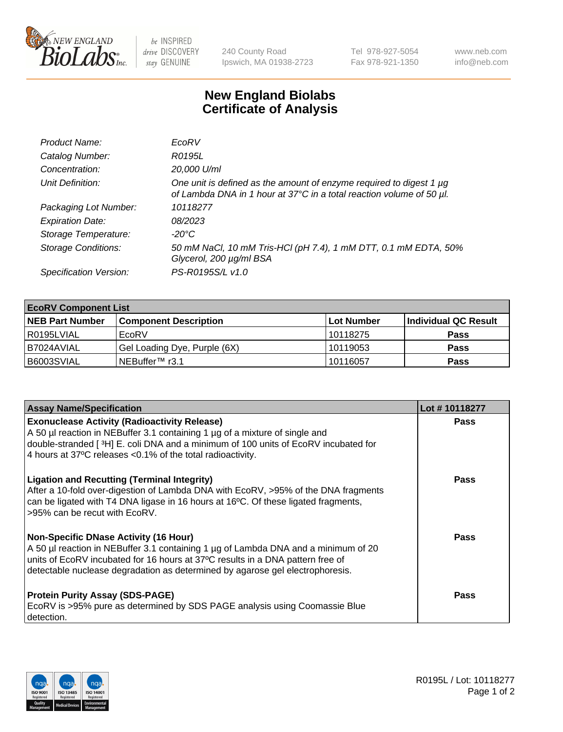New England BioLabs Inc. — be INSPIRED, drive DISCOVERY, stay GENUINE

240 County Road
Ipswich, MA 01938-2723

Tel 978-927-5054
Fax 978-921-1350

www.neb.com
info@neb.com

# New England Biolabs
# Certificate of Analysis

| | |
|---|---|
| *Product Name:* | *EcoRV* |
| *Catalog Number:* | *R0195L* |
| *Concentration:* | *20,000 U/ml* |
| *Unit Definition:* | *One unit is defined as the amount of enzyme required to digest 1 µg of Lambda DNA in 1 hour at 37°C in a total reaction volume of 50 µl.* |
| *Packaging Lot Number:* | *10118277* |
| *Expiration Date:* | *08/2023* |
| *Storage Temperature:* | *-20°C* |
| *Storage Conditions:* | *50 mM NaCl, 10 mM Tris-HCl (pH 7.4), 1 mM DTT, 0.1 mM EDTA, 50% Glycerol, 200 µg/ml BSA* |
| *Specification Version:* | *PS-R0195S/L v1.0* |

| **EcoRV Component List** | | | |
|---|---|---|---|
| **NEB Part Number** | **Component Description** | **Lot Number** | **Individual QC Result** |
| R0195LVIAL | EcoRV | 10118275 | **Pass** |
| B7024AVIAL | Gel Loading Dye, Purple (6X) | 10119053 | **Pass** |
| B6003SVIAL | NEBuffer™ r3.1 | 10116057 | **Pass** |

| **Assay Name/Specification** | **Lot # 10118277** |
|---|---|
| **Exonuclease Activity (Radioactivity Release)**<br>A 50 µl reaction in NEBuffer 3.1 containing 1 µg of a mixture of single and double-stranded [ $^{3}$H] E. coli DNA and a minimum of 100 units of EcoRV incubated for 4 hours at 37ºC releases <0.1% of the total radioactivity. | **Pass** |
| **Ligation and Recutting (Terminal Integrity)**<br>After a 10-fold over-digestion of Lambda DNA with EcoRV, >95% of the DNA fragments can be ligated with T4 DNA ligase in 16 hours at 16ºC. Of these ligated fragments, >95% can be recut with EcoRV. | **Pass** |
| **Non-Specific DNase Activity (16 Hour)**<br>A 50 µl reaction in NEBuffer 3.1 containing 1 µg of Lambda DNA and a minimum of 20 units of EcoRV incubated for 16 hours at 37ºC results in a DNA pattern free of detectable nuclease degradation as determined by agarose gel electrophoresis. | **Pass** |
| **Protein Purity Assay (SDS-PAGE)**<br>EcoRV is >95% pure as determined by SDS PAGE analysis using Coomassie Blue detection. | **Pass** |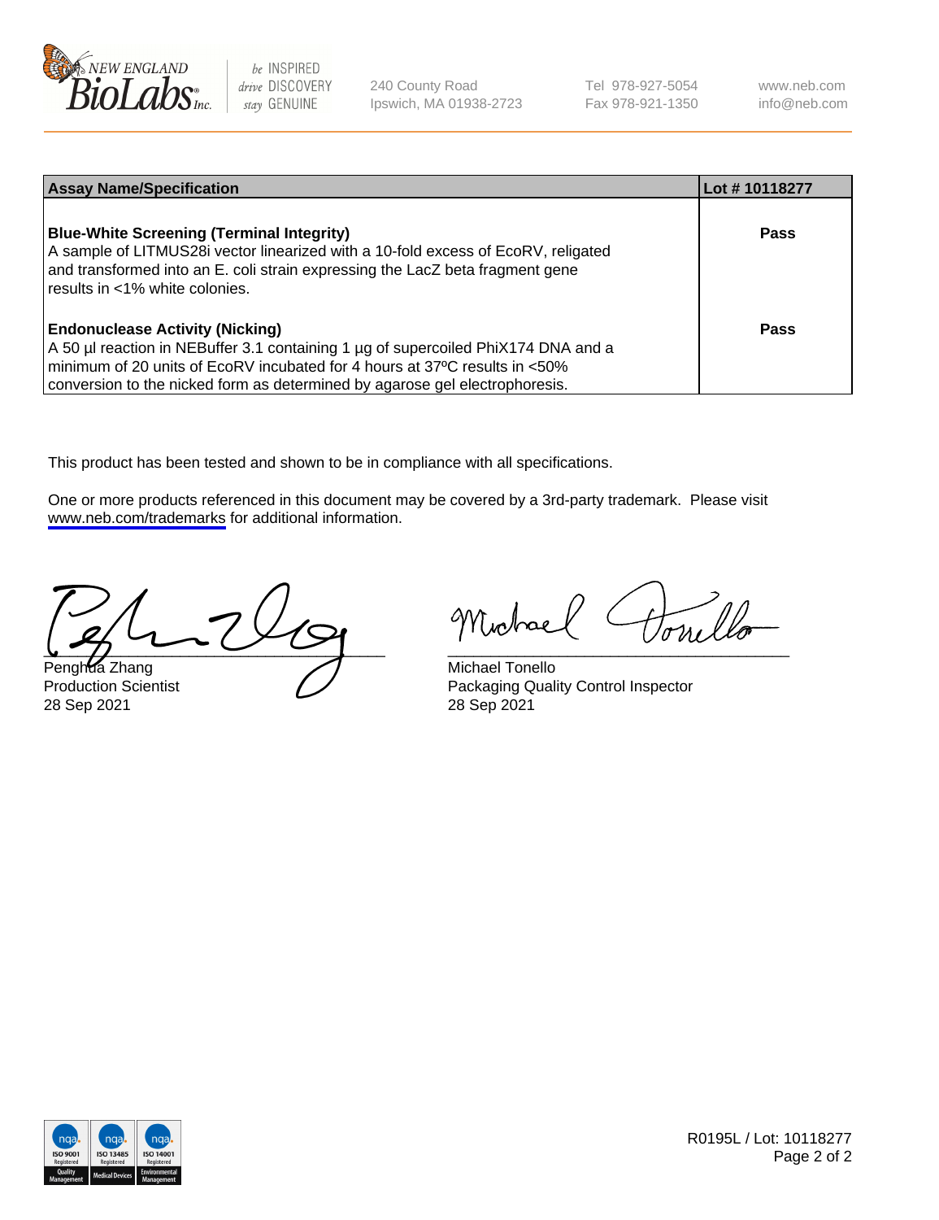| Assay Name/Specification | Lot # 10118277 |
|---|---|
| **Blue-White Screening (Terminal Integrity)**<br>A sample of LITMUS28i vector linearized with a 10-fold excess of EcoRV, religated and transformed into an E. coli strain expressing the LacZ beta fragment gene results in <1% white colonies. | **Pass** |
| **Endonuclease Activity (Nicking)**<br>A 50 µl reaction in NEBuffer 3.1 containing 1 µg of supercoiled PhiX174 DNA and a minimum of 20 units of EcoRV incubated for 4 hours at 37ºC results in <50% conversion to the nicked form as determined by agarose gel electrophoresis. | **Pass** |

This product has been tested and shown to be in compliance with all specifications.

One or more products referenced in this document may be covered by a 3rd-party trademark. Please visit www.neb.com/trademarks for additional information.

Penghua Zhang
Production Scientist
28 Sep 2021

Michael Tonello
Packaging Quality Control Inspector
28 Sep 2021

R0195L / Lot: 10118277